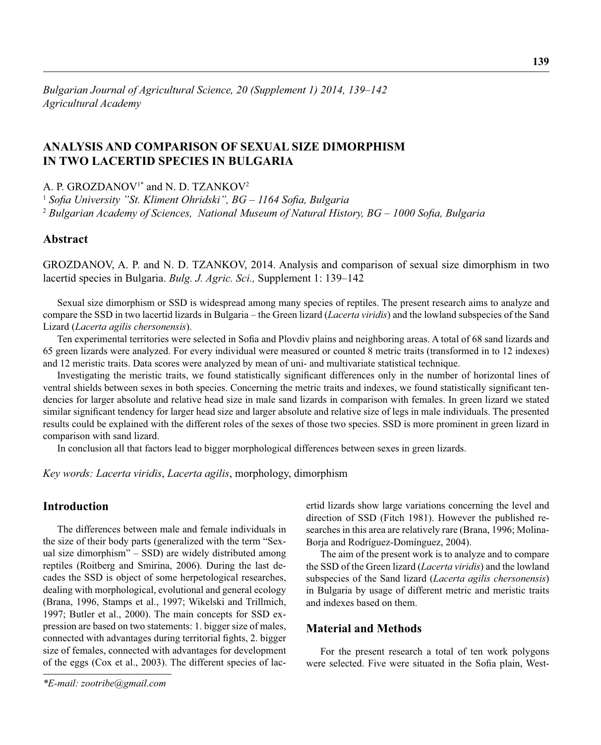*Bulgarian Journal of Agricultural Science, 20 (Supplement 1) 2014, 139–142*
*Agricultural Academy*

# ANALYSIS AND COMPARISON OF SEXUAL SIZE DIMORPHISM IN TWO LACERTID SPECIES IN BULGARIA

A. P. GROZDANOV[1*] and N. D. TZANKOV[2]

[1] *Sofia University "St. Kliment Ohridski", BG – 1164 Sofia, Bulgaria*
[2] *Bulgarian Academy of Sciences, National Museum of Natural History, BG – 1000 Sofia, Bulgaria*

## Abstract

GROZDANOV, A. P. and N. D. TZANKOV, 2014. Analysis and comparison of sexual size dimorphism in two lacertid species in Bulgaria. *Bulg. J. Agric. Sci.,* Supplement 1: 139–142

Sexual size dimorphism or SSD is widespread among many species of reptiles. The present research aims to analyze and compare the SSD in two lacertid lizards in Bulgaria – the Green lizard (*Lacerta viridis*) and the lowland subspecies of the Sand Lizard (*Lacerta agilis chersonensis*).

Ten experimental territories were selected in Sofia and Plovdiv plains and neighboring areas. A total of 68 sand lizards and 65 green lizards were analyzed. For every individual were measured or counted 8 metric traits (transformed in to 12 indexes) and 12 meristic traits. Data scores were analyzed by mean of uni- and multivariate statistical technique.

Investigating the meristic traits, we found statistically significant differences only in the number of horizontal lines of ventral shields between sexes in both species. Concerning the metric traits and indexes, we found statistically significant tendencies for larger absolute and relative head size in male sand lizards in comparison with females. In green lizard we stated similar significant tendency for larger head size and larger absolute and relative size of legs in male individuals. The presented results could be explained with the different roles of the sexes of those two species. SSD is more prominent in green lizard in comparison with sand lizard.

In conclusion all that factors lead to bigger morphological differences between sexes in green lizards.

*Key words: Lacerta viridis*, *Lacerta agilis*, morphology, dimorphism

## Introduction

The differences between male and female individuals in the size of their body parts (generalized with the term "Sexual size dimorphism" – SSD) are widely distributed among reptiles (Roitberg and Smirina, 2006). During the last decades the SSD is object of some herpetological researches, dealing with morphological, evolutional and general ecology (Brana, 1996, Stamps et al., 1997; Wikelski and Trillmich, 1997; Butler et al., 2000). The main concepts for SSD expression are based on two statements: 1. bigger size of males, connected with advantages during territorial fights, 2. bigger size of females, connected with advantages for development of the eggs (Cox et al., 2003). The different species of lacertid lizards show large variations concerning the level and direction of SSD (Fitch 1981). However the published researches in this area are relatively rare (Brana, 1996; Molina-Borja and Rodríguez-Domínguez, 2004).

The aim of the present work is to analyze and to compare the SSD of the Green lizard (*Lacerta viridis*) and the lowland subspecies of the Sand lizard (*Lacerta agilis chersonensis*) in Bulgaria by usage of different metric and meristic traits and indexes based on them.

## Material and Methods

For the present research a total of ten work polygons were selected. Five were situated in the Sofia plain, West-

*E-mail: zootribe@gmail.com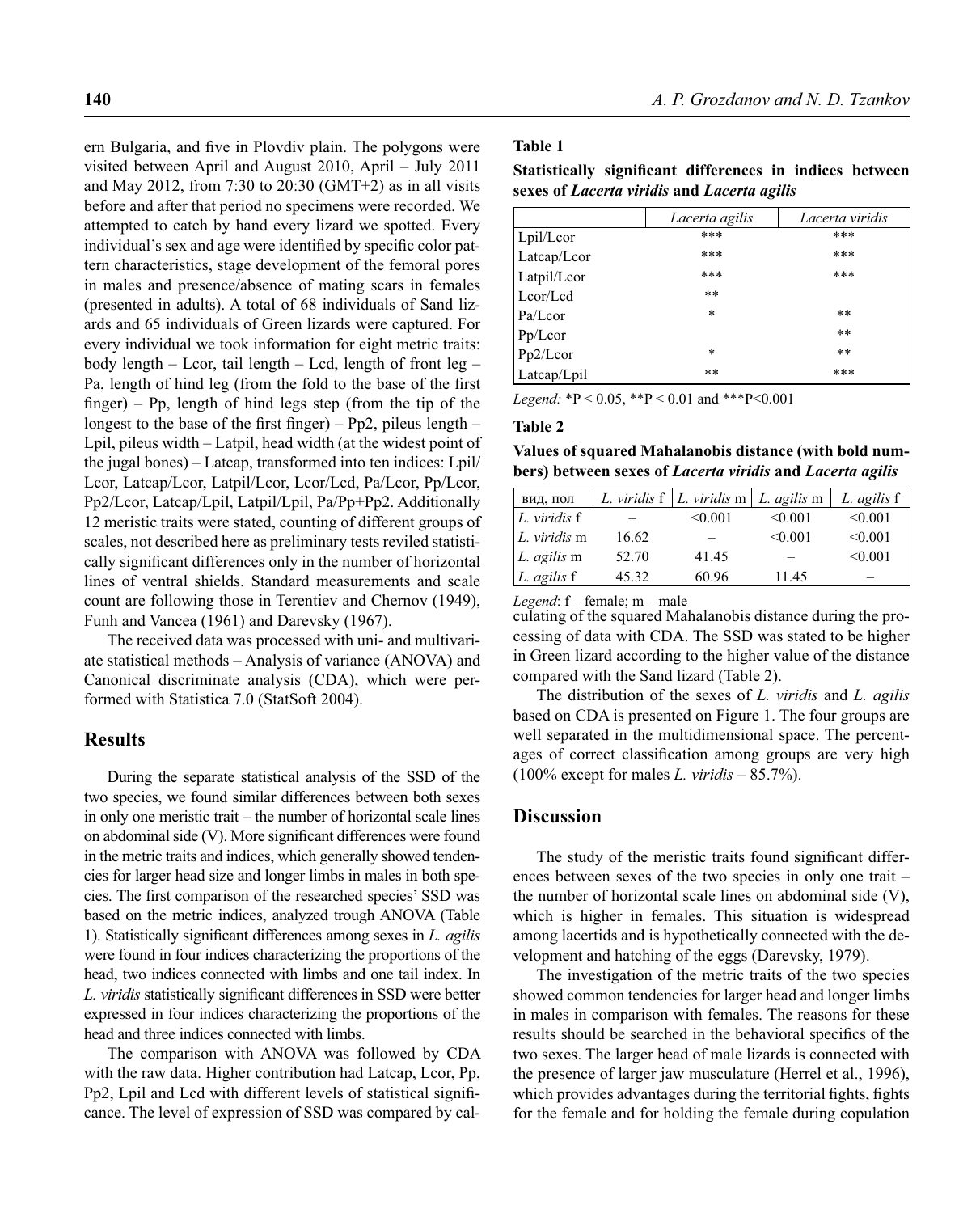ern Bulgaria, and five in Plovdiv plain. The polygons were visited between April and August 2010, April – July 2011 and May 2012, from 7:30 to 20:30 (GMT+2) as in all visits before and after that period no specimens were recorded. We attempted to catch by hand every lizard we spotted. Every individual's sex and age were identified by specific color pattern characteristics, stage development of the femoral pores in males and presence/absence of mating scars in females (presented in adults). A total of 68 individuals of Sand lizards and 65 individuals of Green lizards were captured. For every individual we took information for eight metric traits: body length – Lcor, tail length – Lcd, length of front leg – Pa, length of hind leg (from the fold to the base of the first finger) – Pp, length of hind legs step (from the tip of the longest to the base of the first finger) – Pp2, pileus length – Lpil, pileus width – Latpil, head width (at the widest point of the jugal bones) – Latcap, transformed into ten indices: Lpil/Lcor, Latcap/Lcor, Latpil/Lcor, Lcor/Lcd, Pa/Lcor, Pp/Lcor, Pp2/Lcor, Latcap/Lpil, Latpil/Lpil, Pa/Pp+Pp2. Additionally 12 meristic traits were stated, counting of different groups of scales, not described here as preliminary tests reviled statistically significant differences only in the number of horizontal lines of ventral shields. Standard measurements and scale count are following those in Terentiev and Chernov (1949), Funh and Vancea (1961) and Darevsky (1967).

The received data was processed with uni- and multivariate statistical methods – Analysis of variance (ANOVA) and Canonical discriminate analysis (CDA), which were performed with Statistica 7.0 (StatSoft 2004).

## Results

During the separate statistical analysis of the SSD of the two species, we found similar differences between both sexes in only one meristic trait – the number of horizontal scale lines on abdominal side (V). More significant differences were found in the metric traits and indices, which generally showed tendencies for larger head size and longer limbs in males in both species. The first comparison of the researched species' SSD was based on the metric indices, analyzed trough ANOVA (Table 1). Statistically significant differences among sexes in *L. agilis* were found in four indices characterizing the proportions of the head, two indices connected with limbs and one tail index. In *L. viridis* statistically significant differences in SSD were better expressed in four indices characterizing the proportions of the head and three indices connected with limbs.

The comparison with ANOVA was followed by CDA with the raw data. Higher contribution had Latcap, Lcor, Pp, Pp2, Lpil and Lcd with different levels of statistical significance. The level of expression of SSD was compared by calculating of the squared Mahalanobis distance during the processing of data with CDA. The SSD was stated to be higher in Green lizard according to the higher value of the distance compared with the Sand lizard (Table 2).

The distribution of the sexes of *L. viridis* and *L. agilis* based on CDA is presented on Figure 1. The four groups are well separated in the multidimensional space. The percentages of correct classification among groups are very high (100% except for males *L. viridis* – 85.7%).

**Table 1**

**Statistically significant differences in indices between sexes of *Lacerta viridis* and *Lacerta agilis***

| | *Lacerta agilis* | *Lacerta viridis* |
|---|---|---|
| Lpil/Lcor | *** | *** |
| Latcap/Lcor | *** | *** |
| Latpil/Lcor | *** | *** |
| Lcor/Lcd | ** | |
| Pa/Lcor | * | ** |
| Pp/Lcor | | ** |
| Pp2/Lcor | * | ** |
| Latcap/Lpil | ** | *** |

*Legend:* *P < 0.05, **P < 0.01 and ***P<0.001

**Table 2**

**Values of squared Mahalanobis distance (with bold numbers) between sexes of *Lacerta viridis* and *Lacerta agilis***

| вид, пол | *L. viridis* f | *L. viridis* m | *L. agilis* m | *L. agilis* f |
|---|---|---|---|---|
| *L. viridis* f | – | <0.001 | <0.001 | <0.001 |
| *L. viridis* m | 16.62 | – | <0.001 | <0.001 |
| *L. agilis* m | 52.70 | 41.45 | – | <0.001 |
| *L. agilis* f | 45.32 | 60.96 | 11.45 | – |

*Legend*: f – female; m – male

## Discussion

The study of the meristic traits found significant differences between sexes of the two species in only one trait – the number of horizontal scale lines on abdominal side (V), which is higher in females. This situation is widespread among lacertids and is hypothetically connected with the development and hatching of the eggs (Darevsky, 1979).

The investigation of the metric traits of the two species showed common tendencies for larger head and longer limbs in males in comparison with females. The reasons for these results should be searched in the behavioral specifics of the two sexes. The larger head of male lizards is connected with the presence of larger jaw musculature (Herrel et al., 1996), which provides advantages during the territorial fights, fights for the female and for holding the female during copulation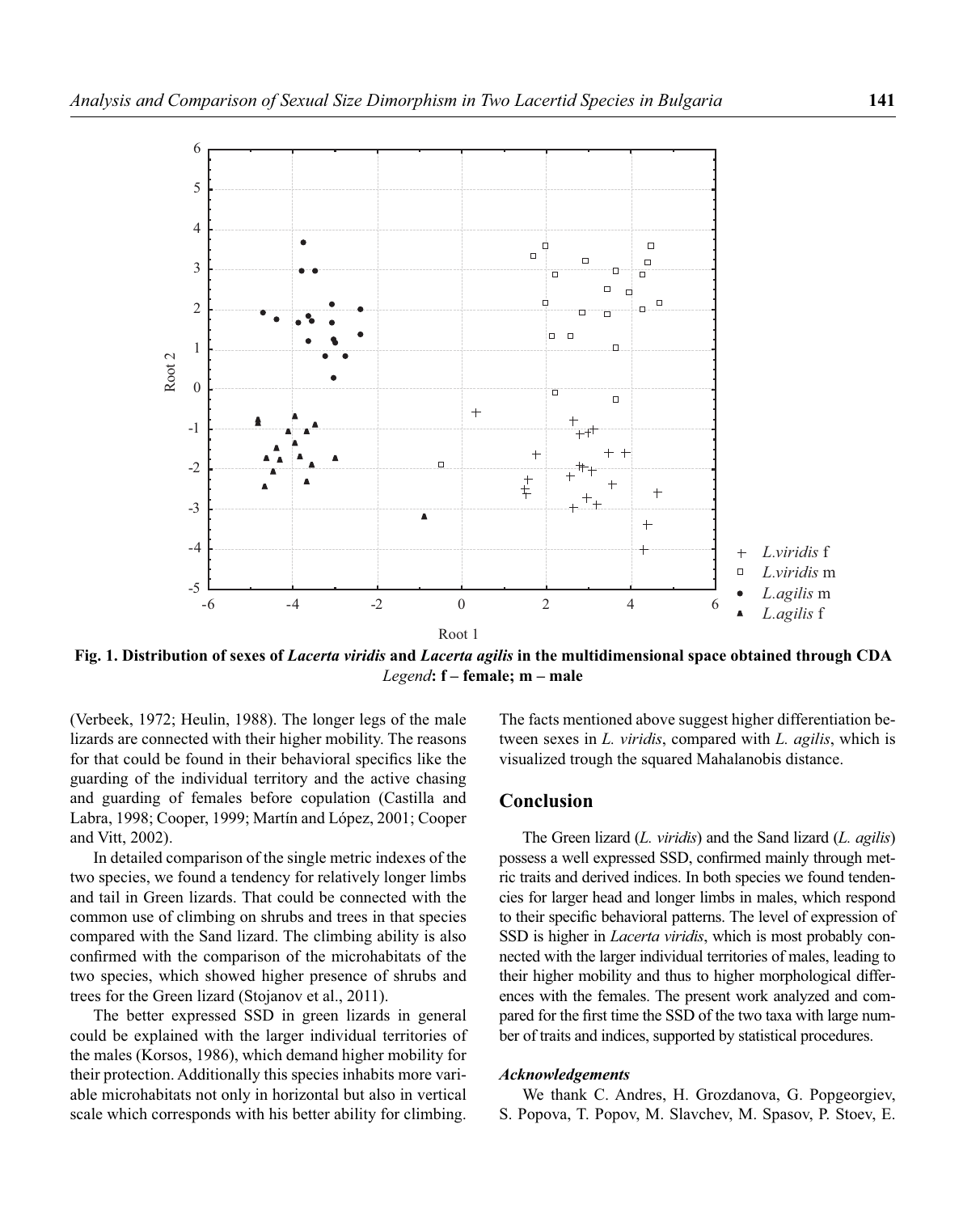Fig. 1. **Distribution of sexes of *Lacerta viridis* and *Lacerta agilis* in the multidimensional space obtained through CDA** *Legend*: **f – female; m – male**

(Verbeek, 1972; Heulin, 1988). The longer legs of the male lizards are connected with their higher mobility. The reasons for that could be found in their behavioral specifics like the guarding of the individual territory and the active chasing and guarding of females before copulation (Castilla and Labra, 1998; Cooper, 1999; Martín and López, 2001; Cooper and Vitt, 2002).

In detailed comparison of the single metric indexes of the two species, we found a tendency for relatively longer limbs and tail in Green lizards. That could be connected with the common use of climbing on shrubs and trees in that species compared with the Sand lizard. The climbing ability is also confirmed with the comparison of the microhabitats of the two species, which showed higher presence of shrubs and trees for the Green lizard (Stojanov et al., 2011).

The better expressed SSD in green lizards in general could be explained with the larger individual territories of the males (Korsos, 1986), which demand higher mobility for their protection. Additionally this species inhabits more variable microhabitats not only in horizontal but also in vertical scale which corresponds with his better ability for climbing. The facts mentioned above suggest higher differentiation between sexes in *L. viridis*, compared with *L. agilis*, which is visualized trough the squared Mahalanobis distance.

## Conclusion

The Green lizard (*L. viridis*) and the Sand lizard (*L. agilis*) possess a well expressed SSD, confirmed mainly through metric traits and derived indices. In both species we found tendencies for larger head and longer limbs in males, which respond to their specific behavioral patterns. The level of expression of SSD is higher in *Lacerta viridis*, which is most probably connected with the larger individual territories of males, leading to their higher mobility and thus to higher morphological differences with the females. The present work analyzed and compared for the first time the SSD of the two taxa with large number of traits and indices, supported by statistical procedures.

### *Acknowledgements*

We thank C. Andres, H. Grozdanova, G. Popgeorgiev, S. Popova, T. Popov, M. Slavchev, M. Spasov, P. Stoev, E.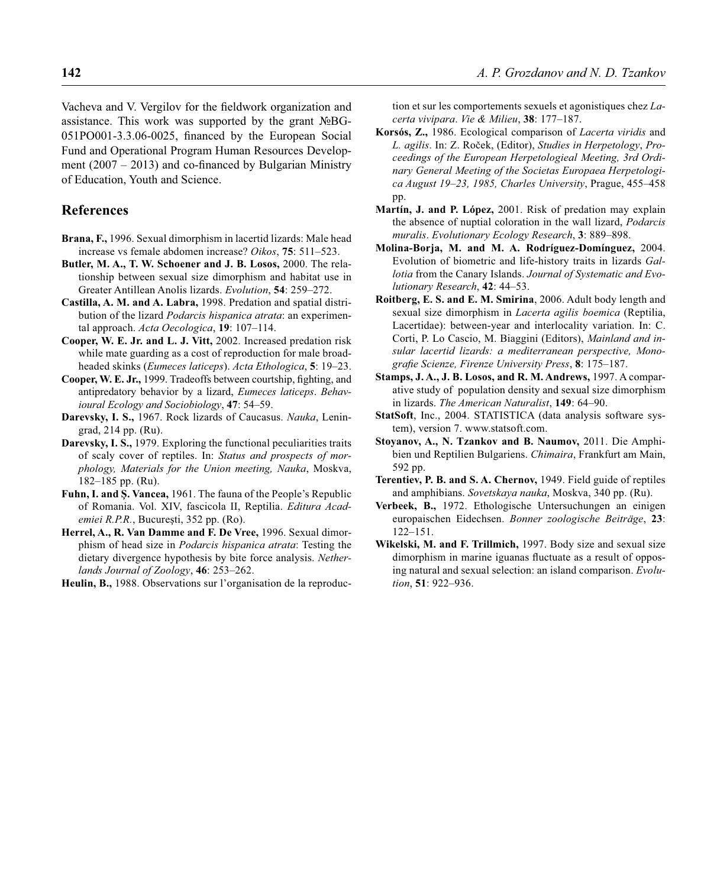Vacheva and V. Vergilov for the fieldwork organization and assistance. This work was supported by the grant №BG-051PO001-3.3.06-0025, financed by the European Social Fund and Operational Program Human Resources Development (2007 – 2013) and co-financed by Bulgarian Ministry of Education, Youth and Science.

## References

**Brana, F.,** 1996. Sexual dimorphism in lacertid lizards: Male head increase vs female abdomen increase? *Oikos*, **75**: 511–523.

**Butler, M. A., T. W. Schoener and J. B. Losos,** 2000. The relationship between sexual size dimorphism and habitat use in Greater Antillean Anolis lizards. *Evolution*, **54**: 259–272.

**Castilla, A. M. and A. Labra,** 1998. Predation and spatial distribution of the lizard *Podarcis hispanica atrata*: an experimental approach. *Acta Oecologica*, **19**: 107–114.

**Cooper, W. E. Jr. and L. J. Vitt,** 2002. Increased predation risk while mate guarding as a cost of reproduction for male broad-headed skinks (*Eumeces laticeps*). *Acta Ethologica*, **5**: 19–23.

**Cooper, W. E. Jr.,** 1999. Tradeoffs between courtship, fighting, and antipredatory behavior by a lizard, *Eumeces laticeps*. *Behavioural Ecology and Sociobiology*, **47**: 54–59.

**Darevsky, I. S.,** 1967. Rock lizards of Caucasus. *Nauka*, Leningrad, 214 pp. (Ru).

**Darevsky, I. S.,** 1979. Exploring the functional peculiarities traits of scaly cover of reptiles. In: *Status and prospects of morphology, Materials for the Union meeting, Nauka*, Moskva, 182–185 pp. (Ru).

**Fuhn, I. and Ş. Vancea,** 1961. The fauna of the People's Republic of Romania. Vol. XIV, fascicola II, Reptilia. *Editura Academiei R.P.R.*, Bucureşti, 352 pp. (Ro).

**Herrel, A., R. Van Damme and F. De Vree,** 1996. Sexual dimorphism of head size in *Podarcis hispanica atrata*: Testing the dietary divergence hypothesis by bite force analysis. *Netherlands Journal of Zoology*, **46**: 253–262.

**Heulin, B.,** 1988. Observations sur l'organisation de la reproduction et sur les comportements sexuels et agonistiques chez *Lacerta vivipara*. *Vie & Milieu*, **38**: 177–187.

**Korsós, Z.,** 1986. Ecological comparison of *Lacerta viridis* and *L. agilis*. In: Z. Roček, (Editor), *Studies in Herpetology*, *Proceedings of the European Herpetologieal Meeting, 3rd Ordinary General Meeting of the Societas Europaea Herpetologica August 19–23, 1985, Charles University*, Prague, 455–458 pp.

**Martín, J. and P. López,** 2001. Risk of predation may explain the absence of nuptial coloration in the wall lizard, *Podarcis muralis*. *Evolutionary Ecology Research*, **3**: 889–898.

**Molina-Borja, M. and M. A. Rodríguez-Domínguez,** 2004. Evolution of biometric and life-history traits in lizards *Gallotia* from the Canary Islands. *Journal of Systematic and Evolutionary Research*, **42**: 44–53.

**Roitberg, E. S. and E. M. Smirina**, 2006. Adult body length and sexual size dimorphism in *Lacerta agilis boemica* (Reptilia, Lacertidae): between-year and interlocality variation. In: C. Corti, P. Lo Cascio, M. Biaggini (Editors), *Mainland and insular lacertid lizards: a mediterranean perspective, Monografie Scienze, Firenze University Press*, **8**: 175–187.

**Stamps, J. A., J. B. Losos, and R. M. Andrews,** 1997. A comparative study of population density and sexual size dimorphism in lizards. *The American Naturalist*, **149**: 64–90.

**StatSoft**, Inc., 2004. STATISTICA (data analysis software system), version 7. www.statsoft.com.

**Stoyanov, A., N. Tzankov and B. Naumov,** 2011. Die Amphibien und Reptilien Bulgariens. *Chimaira*, Frankfurt am Main, 592 pp.

**Terentiev, P. B. and S. A. Chernov,** 1949. Field guide of reptiles and amphibians. *Sovetskaya nauka*, Moskva, 340 pp. (Ru).

**Verbeek, B.,** 1972. Ethologische Untersuchungen an einigen europaischen Eidechsen. *Bonner zoologische Beiträge*, **23**: 122–151.

**Wikelski, M. and F. Trillmich,** 1997. Body size and sexual size dimorphism in marine iguanas fluctuate as a result of opposing natural and sexual selection: an island comparison. *Evolution*, **51**: 922–936.